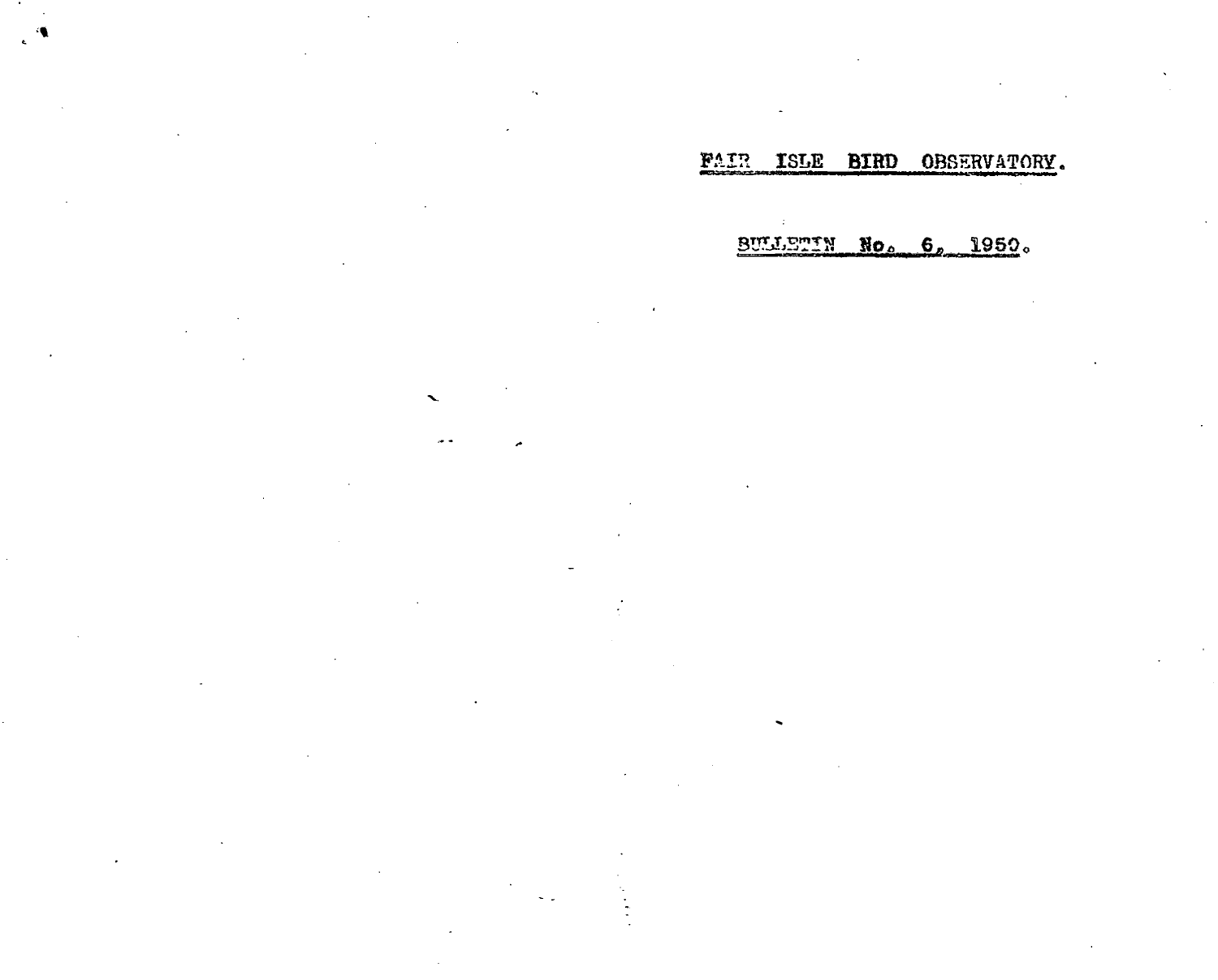# FAIR ISLE BIRD OBSERVATORY.

## BULLETIN No. 6, 1950.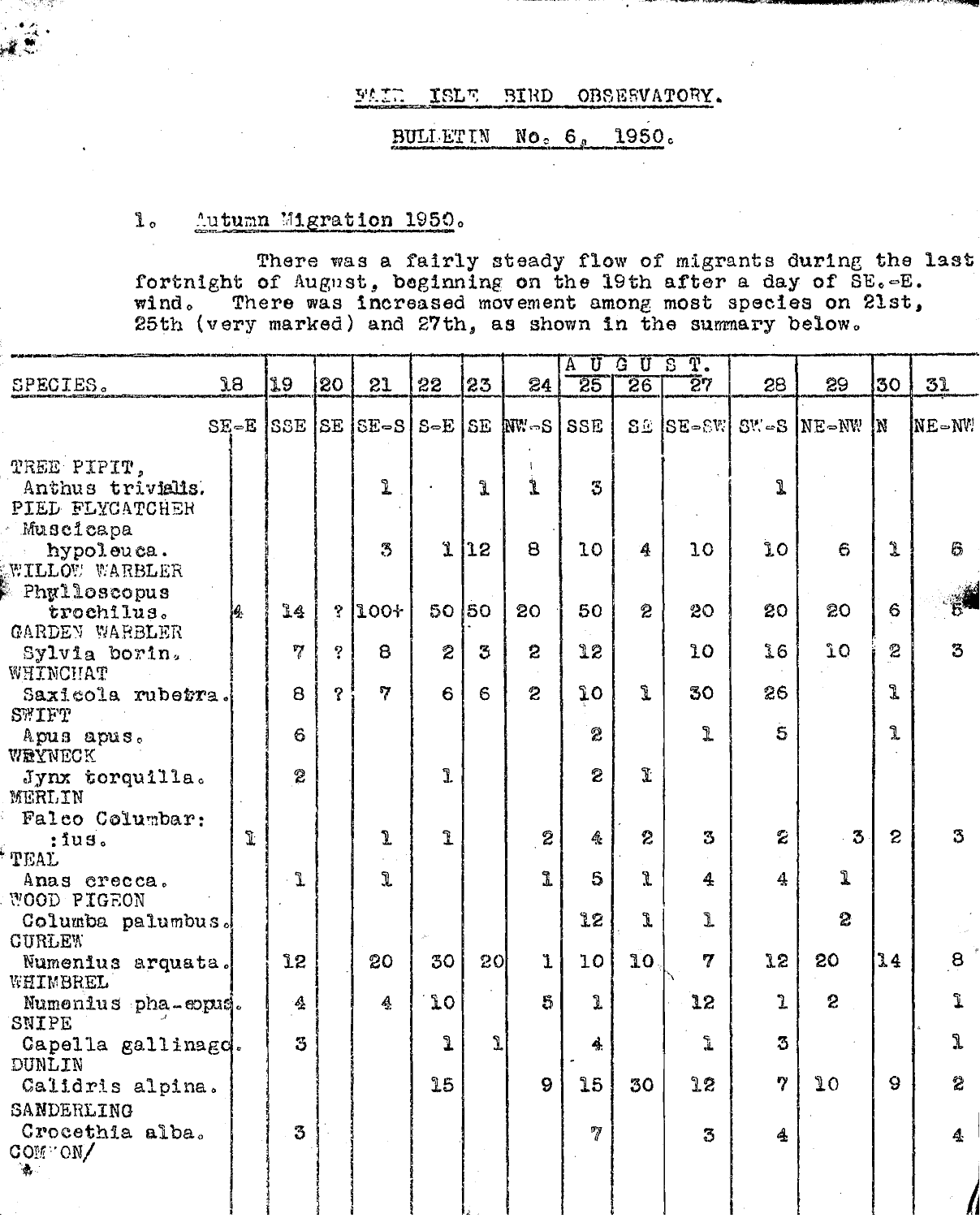FAIR ISLE BIRD OBSERVATORY.

BULLETIN No. 6, 1950.

1. Autumn Migration 1950.

There was a fairly steady flow of migrants during the last fortnight of August, beginning on the 19th after a day of SE.-E. wind. There was increased movement among most species on 21st, 25th (very marked) and 27th, as shown in the summary below.

| SPECIES. | | | | | | | AUGUST. | | | | | | | |
|---|---|---|---|---|---|---|---|---|---|---|---|---|---|---|
| | 18 | 19 | 20 | 21 | 22 | 23 | 24 | 25 | 26 | 27 | 28 | 29 | 30 | 31 |
| | SE-E | SSE | SE | SE-S | S-E | SE | NW-S | SSE | SE | SE-SW | SW-S | NE-NW | N | NE-NW |
| TREE PIPIT, Anthus trivialis. | | | | 1 | | 1 | 1 | 3 | | | 1 | | | |
| PIED FLYCATCHER Muscicapa hypoleuca. | | | | 3 | 1 | 12 | 8 | 10 | 4 | 10 | 10 | 6 | 1 | 6 |
| WILLOW WARBLER Phylloscopus trochilus. | 4 | 14 | ? | 100+ | 50 | 50 | 20 | 50 | 2 | 20 | 20 | 20 | 6 | 5 |
| GARDEN WARBLER Sylvia borin. | | 7 | ? | 8 | 2 | 3 | 2 | 12 | | 10 | 16 | 10 | 2 | 3 |
| WHINCHAT Saxicola rubetra. | | 8 | ? | 7 | 6 | 6 | 2 | 10 | 1 | 30 | 26 | | 1 | |
| SWIFT Apus apus. | | 6 | | | | | | 2 | | 1 | 5 | | 1 | |
| WRYNECK Jynx torquilla. | | 2 | | | 1 | | | 2 | 1 | | | | | |
| MERLIN Falco Columbar: :ius. | 1 | | | 1 | 1 | | 2 | 4 | 2 | 3 | 2 | 3 | 2 | 3 |
| TEAL Anas crecca. | | 1 | | 1 | | | 1 | 5 | 1 | 4 | 4 | 1 | | |
| WOOD PIGEON Columba palumbus. | | | | | | | | 12 | 1 | 1 | | 2 | | |
| CURLEW Numenius arquata. | | 12 | | 20 | 30 | 20 | 1 | 10 | 10 | 7 | 12 | 20 | 14 | 8 |
| WHIMBREL Numenius phaeopus. | | 4 | | 4 | 10 | | 5 | 1 | | 12 | 1 | 2 | | 1 |
| SNIPE Capella gallinago. | | 3 | | | 1 | 1 | | 4 | | 1 | 3 | | | 1 |
| DUNLIN Calidris alpina. | | | | | 15 | | 9 | 15 | 30 | 12 | 7 | 10 | 9 | 2 |
| SANDERLING Crocethia alba. | | 3 | | | | | | 7 | | 3 | 4 | | | 4 |

COMMON/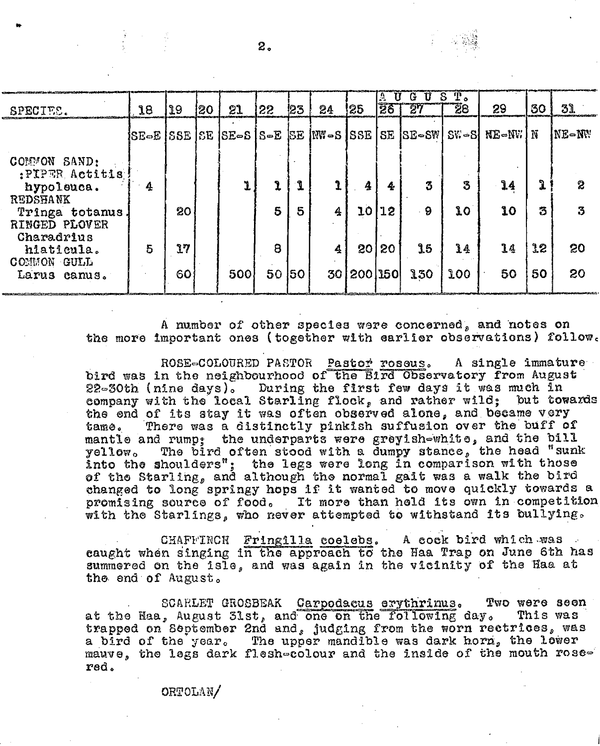| SPECIES. | | | | | | | | | AUGUST. | | | | | |
|---|---|---|---|---|---|---|---|---|---|---|---|---|---|---|
| | 18 | 19 | 20 | 21 | 22 | 23 | 24 | 25 | 26 | 27 | 28 | 29 | 30 | 31 |
| | SE-E | SSE | SE | SE-S | S-E | SE | NW-S | SSE | SE | SE-SW | SW-S | NE-NW | N | NE-NW |
| COMMON SAND: :PIPER Actitis hypoleuca. | 4 | | | 1 | 1 | 1 | 1 | 4 | 4 | 3 | 3 | 14 | 1 | 2 |
| REDSHANK Tringa totanus. | | 20 | | | 5 | 5 | 4 | 10 | 12 | 9 | 10 | 10 | 3 | 3 |
| RINGED PLOVER Charadrius hiaticula. | 5 | 17 | | | 8 | | 4 | 20 | 20 | 15 | 14 | 14 | 12 | 20 |
| COMMON GULL Larus canus. | | 60 | | 500 | 50 | 50 | 30 | 200 | 150 | 130 | 100 | 50 | 50 | 20 |

A number of other species were concerned, and notes on the more important ones (together with earlier observations) follow.

ROSE-COLOURED PASTOR <u>Pastor roseus</u>. A single immature bird was in the neighbourhood of the Bird Observatory from August 22-30th (nine days). During the first few days it was much in company with the local Starling flock, and rather wild; but towards the end of its stay it was often observed alone, and became very tame. There was a distinctly pinkish suffusion over the buff of mantle and rump; the underparts were greyish-white, and the bill yellow. The bird often stood with a dumpy stance, the head "sunk into the shoulders"; the legs were long in comparison with those of the Starling, and although the normal gait was a walk the bird changed to long springy hops if it wanted to move quickly towards a promising source of food. It more than held its own in competition with the Starlings, who never attempted to withstand its bullying.

CHAFFINCH <u>Fringilla coelebs</u>. A cock bird which was caught when singing in the approach to the Haa Trap on June 6th has summered on the isle, and was again in the vicinity of the Haa at the end of August.

SCARLET GROSBEAK <u>Carpodacus erythrinus</u>. Two were seen at the Haa, August 31st, and one on the following day. This was trapped on September 2nd and, judging from the worn rectrices, was a bird of the year. The upper mandible was dark horn, the lower mauve, the legs dark flesh-colour and the inside of the mouth rose-red.

ORTOLAN/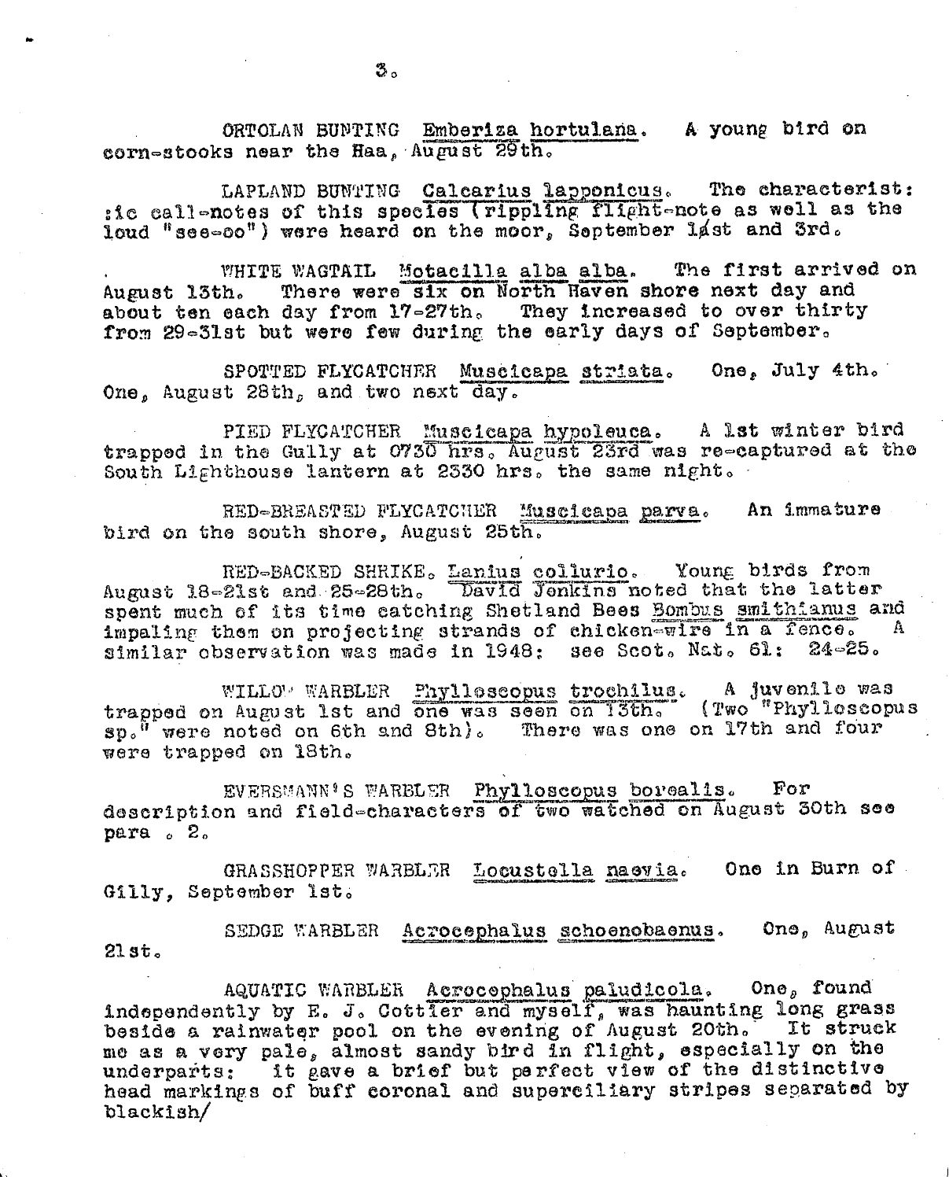ORTOLAN BUNTING Emberiza hortulana. A young bird on corn-stooks near the Haa, August 29th.

LAPLAND BUNTING Calcarius lapponicus. The characterist: :ic call-notes of this species (rippling flight-note as well as the loud "see-oo") were heard on the moor, September 1st and 3rd.

WHITE WAGTAIL Motacilla alba alba. The first arrived on August 13th. There were six on North Haven shore next day and about ten each day from 17-27th. They increased to over thirty from 29-31st but were few during the early days of September.

SPOTTED FLYCATCHER Muscicapa striata. One, July 4th. One, August 28th, and two next day.

PIED FLYCATCHER Muscicapa hypoleuca. A 1st winter bird trapped in the Gully at 0730 hrs. August 23rd was re-captured at the South Lighthouse lantern at 2330 hrs. the same night.

RED-BREASTED FLYCATCHER Muscicapa parva. An immature bird on the south shore, August 25th.

RED-BACKED SHRIKE. Lanius collurio. Young birds from August 18-21st and 25-28th. David Jenkins noted that the latter spent much of its time catching Shetland Bees Bombus smithianus and impaling them on projecting strands of chicken-wire in a fence. A similar observation was made in 1948: see Scot. Nat. 61: 24-25.

WILLOW WARBLER Phylloscopus trochilus. A juvenile was trapped on August 1st and one was seen on 13th. (Two "Phylloscopus sp." were noted on 6th and 8th). There was one on 17th and four were trapped on 18th.

EVERSMANN'S WARBLER Phylloscopus borealis. For description and field-characters of two watched on August 30th see para . 2.

GRASSHOPPER WARBLER Locustella naevia. One in Burn of Gilly, September 1st.

SEDGE WARBLER Acrocephalus schoenobaenus. One, August 21st.

AQUATIC WARBLER Acrocephalus paludicola. One, found independently by E. J. Cottier and myself, was haunting long grass beside a rainwater pool on the evening of August 20th. It struck me as a very pale, almost sandy bird in flight, especially on the underparts: it gave a brief but perfect view of the distinctive head markings of buff coronal and superciliary stripes separated by blackish/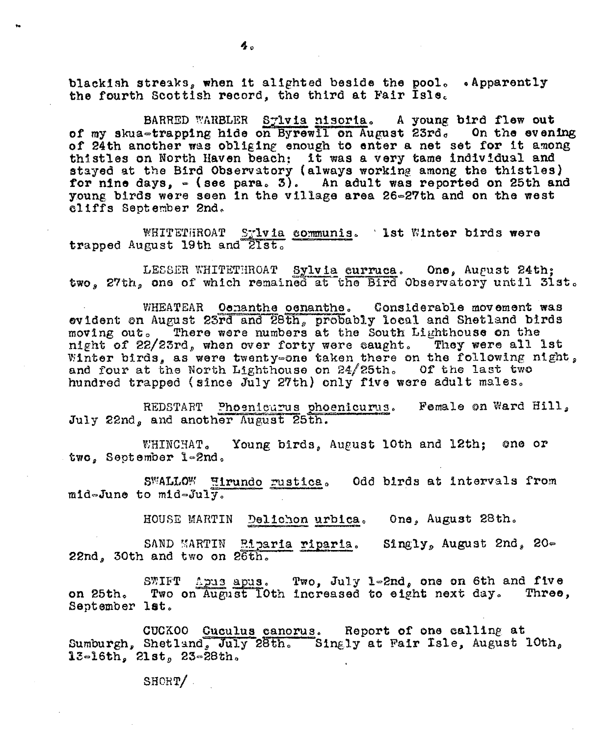blackish streaks, when it alighted beside the pool. •Apparently the fourth Scottish record, the third at Fair Isle.

BARRED WARBLER Sylvia nisoria. A young bird flew out of my skua-trapping hide on Byrewil on August 23rd. On the evening of 24th another was obliging enough to enter a net set for it among thistles on North Haven beach: it was a very tame individual and stayed at the Bird Observatory (always working among the thistles) for nine days, - (see para. 3). An adult was reported on 25th and young birds were seen in the village area 26-27th and on the west cliffs September 2nd.

WHITETHROAT Sylvia communis. 1st Winter birds were trapped August 19th and 21st.

LESSER WHITETHROAT Sylvia curruca. One, August 24th; two, 27th, one of which remained at the Bird Observatory until 31st.

WHEATEAR Oenanthe oenanthe. Considerable movement was evident on August 23rd and 28th, probably local and Shetland birds moving out. There were numbers at the South Lighthouse on the night of 22/23rd, when over forty were caught. They were all 1st Winter birds, as were twenty-one taken there on the following night, and four at the North Lighthouse on 24/25th. Of the last two hundred trapped (since July 27th) only five were adult males.

REDSTART Phoenicurus phoenicurus. Female on Ward Hill, July 22nd, and another August 25th.

WHINCHAT. Young birds, August 10th and 12th; one or two, September 1-2nd.

SWALLOW Hirundo rustica. Odd birds at intervals from mid-June to mid-July.

HOUSE MARTIN Delichon urbica. One, August 28th.

SAND MARTIN Riparia riparia. Singly, August 2nd, 20-22nd, 30th and two on 26th.

SWIFT Apus apus. Two, July 1-2nd, one on 6th and five on 25th. Two on August 10th increased to eight next day. Three, September 1st.

CUCKOO Cuculus canorus. Report of one calling at Sumburgh, Shetland, July 28th. Singly at Fair Isle, August 10th, 13-16th, 21st, 23-28th.

SHORT/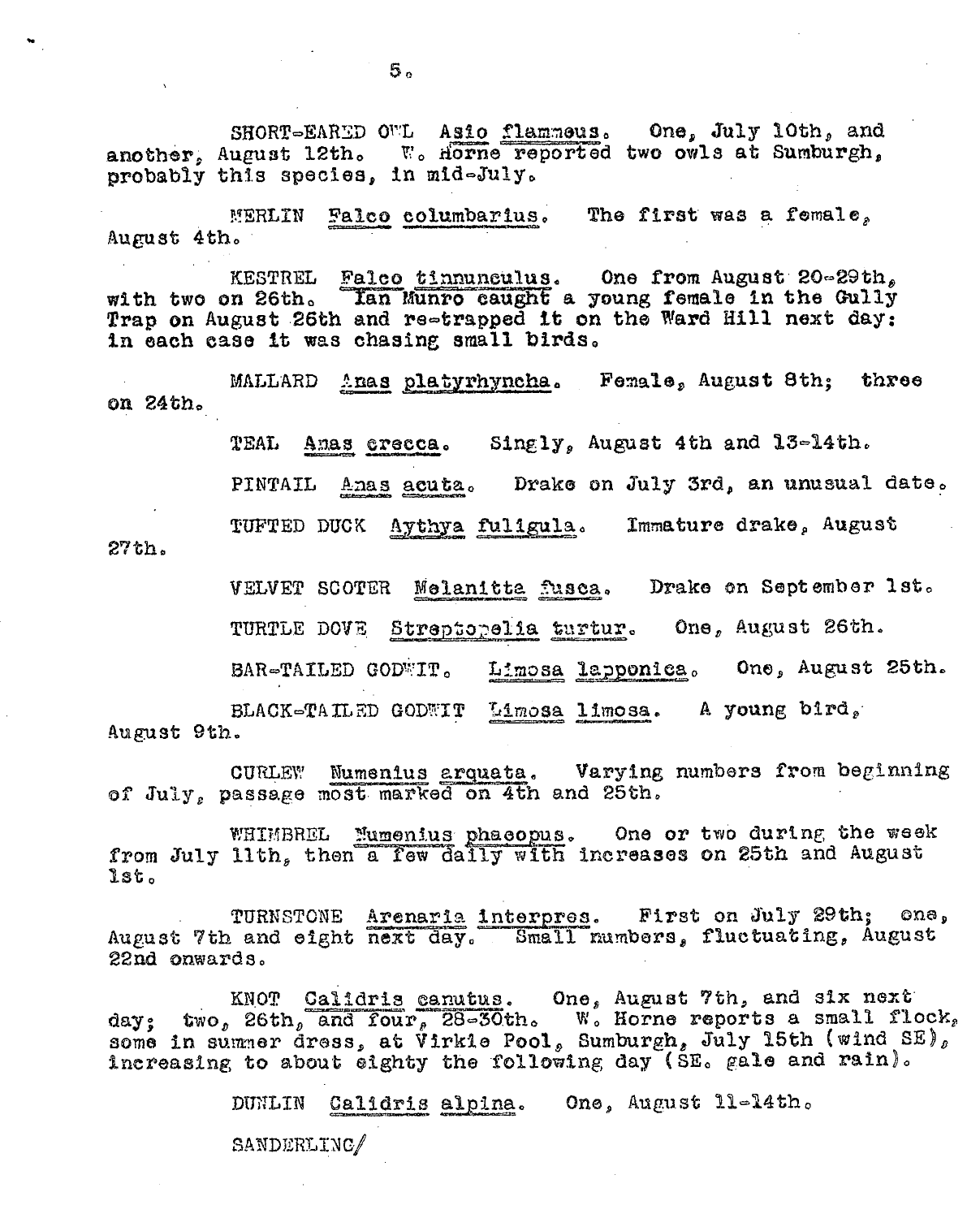SHORT-EARED OWL Asio flammeus. One, July 10th, and another, August 12th. W. Horne reported two owls at Sumburgh, probably this species, in mid-July.

MERLIN Falco columbarius. The first was a female, August 4th.

KESTREL Falco tinnunculus. One from August 20-29th, with two on 26th. Ian Munro caught a young female in the Gully Trap on August 26th and re-trapped it on the Ward Hill next day: in each case it was chasing small birds.

MALLARD Anas platyrhyncha. Female, August 8th; three on 24th.

TEAL Anas crecca. Singly, August 4th and 13-14th.

PINTAIL Anas acuta. Drake on July 3rd, an unusual date.

TUFTED DUCK Aythya fuligula. Immature drake, August 27th.

VELVET SCOTER Melanitta fusca. Drake on September 1st.

TURTLE DOVE Streptopelia turtur. One, August 26th.

BAR-TAILED GODWIT. Limosa lapponica. One, August 25th.

BLACK-TAILED GODWIT Limosa limosa. A young bird, August 9th.

CURLEW Numenius arquata. Varying numbers from beginning of July, passage most marked on 4th and 25th.

WHIMBREL Numenius phaeopus. One or two during the week from July 11th, then a few daily with increases on 25th and August 1st.

TURNSTONE Arenaria interpres. First on July 29th; one, August 7th and eight next day. Small numbers, fluctuating, August 22nd onwards.

KNOT Calidris canutus. One, August 7th, and six next day; two, 26th, and four, 28-30th. W. Horne reports a small flock, some in summer dress, at Virkie Pool, Sumburgh, July 15th (wind SE), increasing to about eighty the following day (SE. gale and rain).

DUNLIN Calidris alpina. One, August 11-14th.

SANDERLING/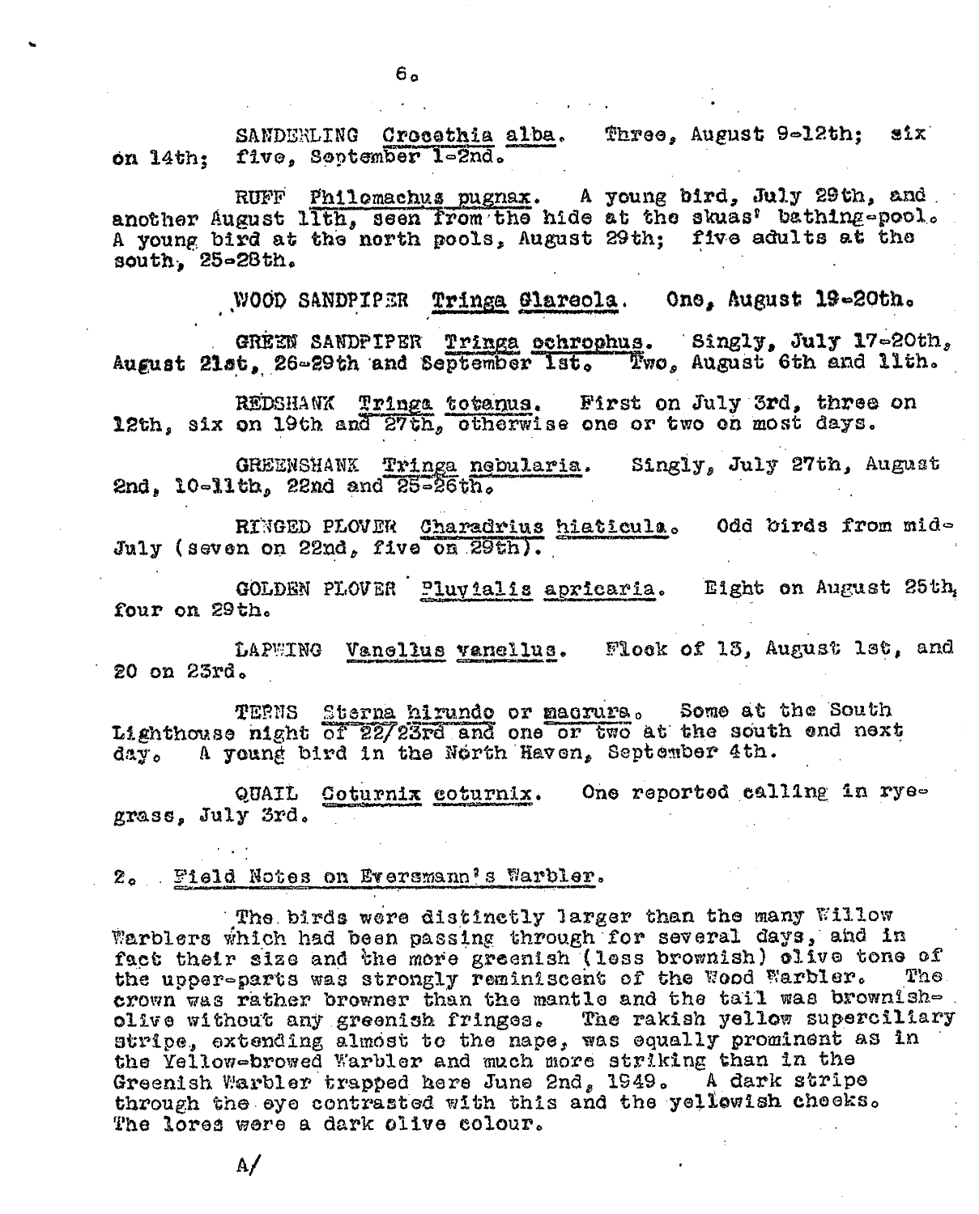SANDERLING <u>Crocethia alba</u>. Three, August 9-12th; six on 14th; five, September 1-2nd.

RUFF <u>Philomachus pugnax</u>. A young bird, July 29th, and another August 11th, seen from the hide at the skuas' bathing-pool. A young bird at the north pools, August 29th; five adults at the south, 25-28th.

WOOD SANDPIPER <u>Tringa Glareola</u>. One, August 19-20th.

GREEN SANDPIPER <u>Tringa ochrophus</u>. Singly, July 17-20th, August 21st, 26-29th and September 1st. Two, August 6th and 11th.

REDSHANK <u>Tringa totanus</u>. First on July 3rd, three on 12th, six on 19th and 27th, otherwise one or two on most days.

GREENSHANK <u>Tringa nebularia</u>. Singly, July 27th, August 2nd, 10-11th, 22nd and 25-26th.

RINGED PLOVER <u>Charadrius hiaticula</u>. Odd birds from mid-July (seven on 22nd, five on 29th).

GOLDEN PLOVER <u>Pluvialis apricaria</u>. Eight on August 25th, four on 29th.

LAPWING <u>Vanellus vanellus</u>. Flock of 13, August 1st, and 20 on 23rd.

TERNS <u>Sterna hirundo</u> or <u>macrura</u>. Some at the South Lighthouse night of 22/23rd and one or two at the south end next day. A young bird in the North Haven, September 4th.

QUAIL <u>Coturnix coturnix</u>. One reported calling in rye-grass, July 3rd.

2. <u>Field Notes on Eversmann's Warbler</u>.

The birds were distinctly larger than the many Willow Warblers which had been passing through for several days, and in fact their size and the more greenish (less brownish) olive tone of the upper-parts was strongly reminiscent of the Wood Warbler. The crown was rather browner than the mantle and the tail was brownish-olive without any greenish fringes. The rakish yellow superciliary stripe, extending almost to the nape, was equally prominent as in the Yellow-browed Warbler and much more striking than in the Greenish Warbler trapped here June 2nd, 1949. A dark stripe through the eye contrasted with this and the yellowish cheeks. The lores were a dark olive colour.

A/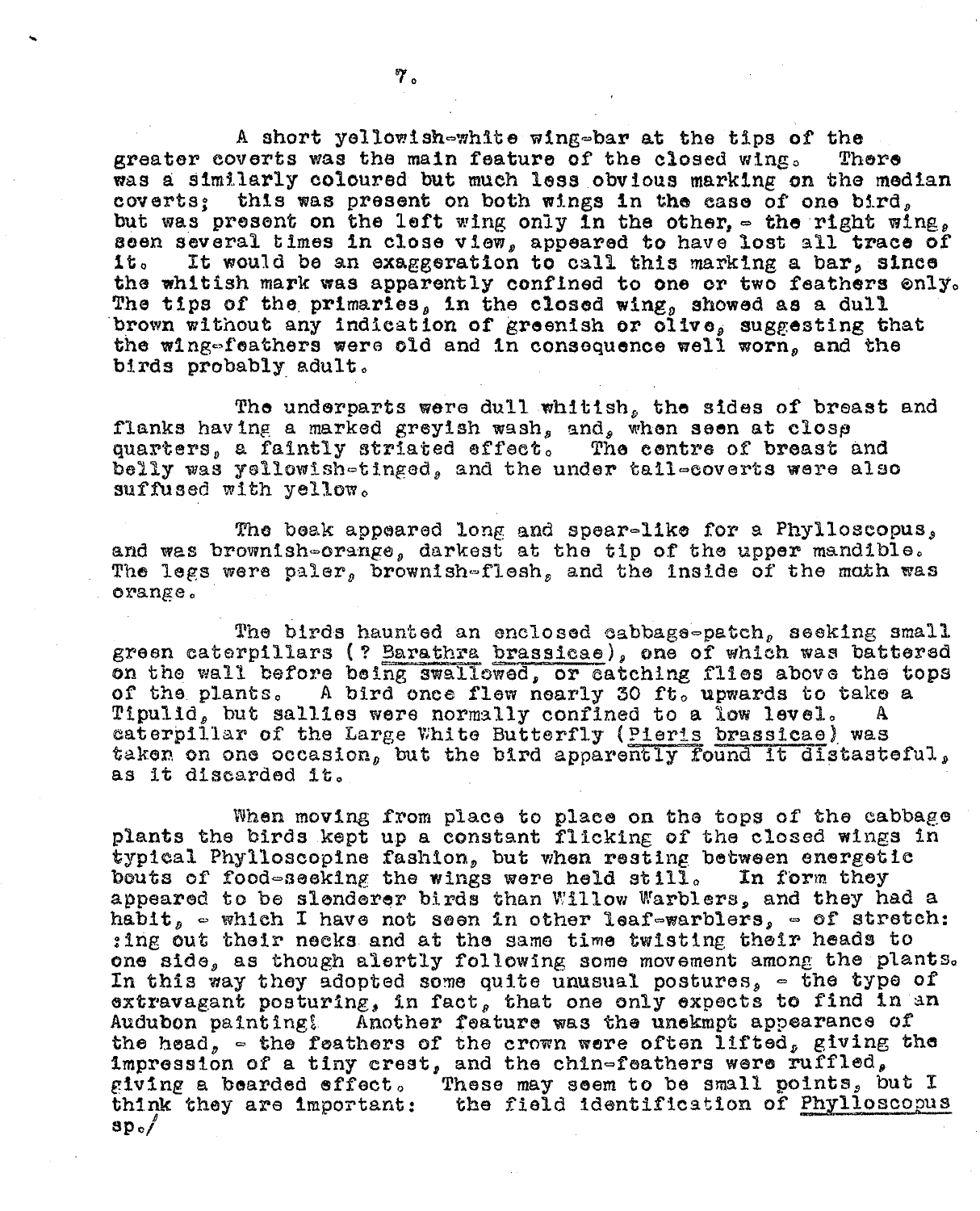A short yellowish-white wing-bar at the tips of the greater coverts was the main feature of the closed wing. There was a similarly coloured but much less obvious marking on the median coverts; this was present on both wings in the case of one bird, but was present on the left wing only in the other, - the right wing, seen several times in close view, appeared to have lost all trace of it. It would be an exaggeration to call this marking a bar, since the whitish mark was apparently confined to one or two feathers only. The tips of the primaries, in the closed wing, showed as a dull brown without any indication of greenish or olive, suggesting that the wing-feathers were old and in consequence well worn, and the birds probably adult.

The underparts were dull whitish, the sides of breast and flanks having a marked greyish wash, and, when seen at close quarters, a faintly striated effect. The centre of breast and belly was yellowish-tinged, and the under tail-coverts were also suffused with yellow.

The beak appeared long and spear-like for a Phylloscopus, and was brownish-orange, darkest at the tip of the upper mandible. The legs were paler, brownish-flesh, and the inside of the moth was orange.

The birds haunted an enclosed cabbage-patch, seeking small green caterpillars (? Barathra brassicae), one of which was battered on the wall before being swallowed, or catching flies above the tops of the plants. A bird once flew nearly 30 ft. upwards to take a Tipulid, but sallies were normally confined to a low level. A caterpillar of the Large White Butterfly (Pieris brassicae) was taken on one occasion, but the bird apparently found it distasteful, as it discarded it.

When moving from place to place on the tops of the cabbage plants the birds kept up a constant flicking of the closed wings in typical Phylloscopine fashion, but when resting between energetic bouts of food-seeking the wings were held still. In form they appeared to be slenderer birds than Willow Warblers, and they had a habit, - which I have not seen in other leaf-warblers, - of stretching out their necks and at the same time twisting their heads to one side, as though alertly following some movement among the plants. In this way they adopted some quite unusual postures, - the type of extravagant posturing, in fact, that one only expects to find in an Audubon painting! Another feature was the unekmpt appearance of the head, - the feathers of the crown were often lifted, giving the impression of a tiny crest, and the chin-feathers were ruffled, giving a bearded effect. These may seem to be small points, but I think they are important: the field identification of Phylloscopus sp./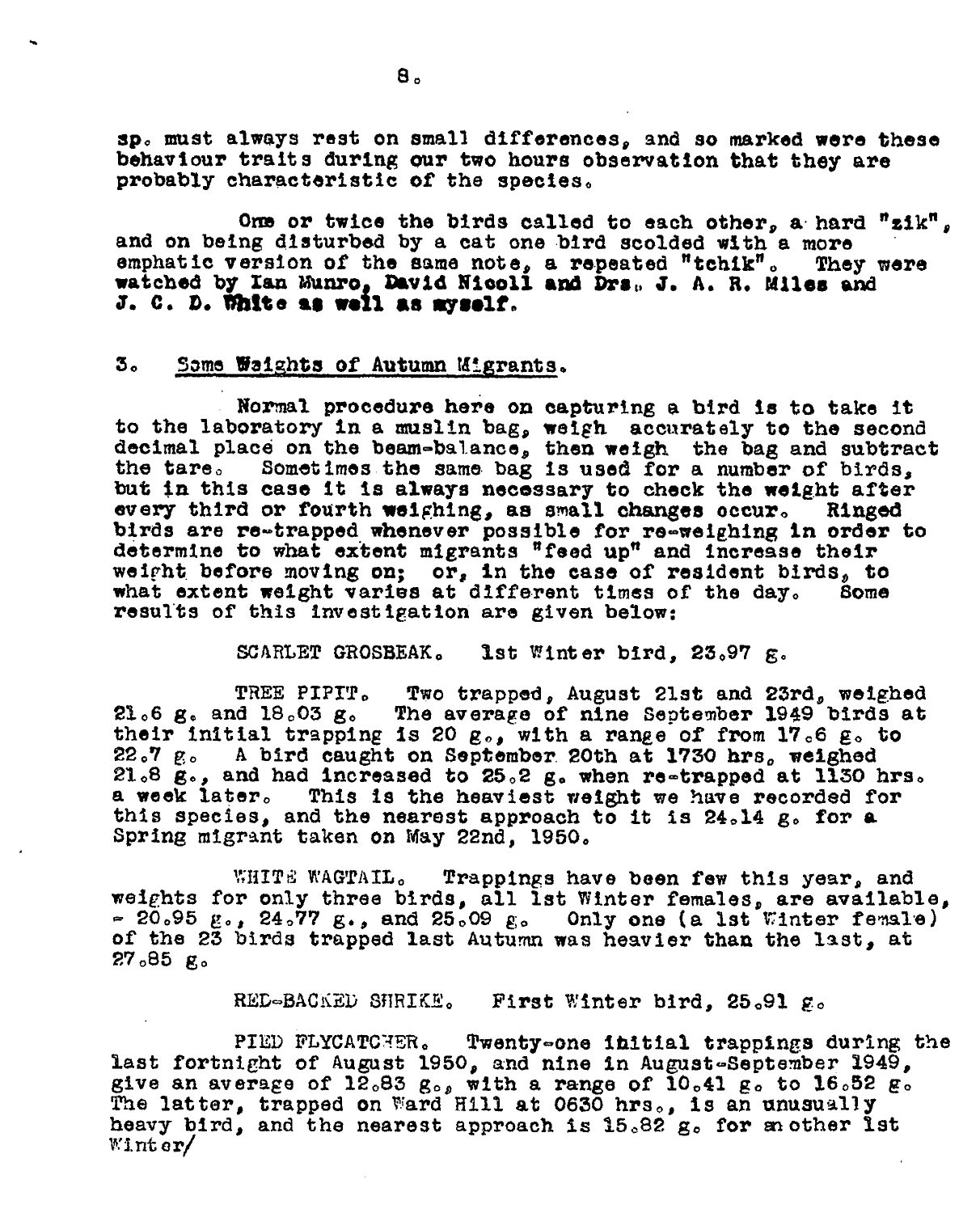sp. must always rest on small differences, and so marked were these behaviour traits during our two hours observation that they are probably characteristic of the species.

One or twice the birds called to each other, a hard "zik", and on being disturbed by a cat one bird scolded with a more emphatic version of the same note, a repeated "tchik". They were watched by Ian Munro, David Nicoll and Drs. J. A. R. Miles and J. C. D. White as well as myself.

## 3. Some Weights of Autumn Migrants.

Normal procedure here on capturing a bird is to take it to the laboratory in a muslin bag, weigh accurately to the second decimal place on the beam-balance, then weigh the bag and subtract the tare. Sometimes the same bag is used for a number of birds, but in this case it is always necessary to check the weight after every third or fourth weighing, as small changes occur. Ringed birds are re-trapped whenever possible for re-weighing in order to determine to what extent migrants "feed up" and increase their weight before moving on; or, in the case of resident birds, to what extent weight varies at different times of the day. Some results of this investigation are given below:

SCARLET GROSBEAK. 1st Winter bird, 23.97 g.

TREE PIPIT. Two trapped, August 21st and 23rd, weighed 21.6 g. and 18.03 g. The average of nine September 1949 birds at their initial trapping is 20 g., with a range of from 17.6 g. to 22.7 g. A bird caught on September 20th at 1730 hrs. weighed 21.8 g., and had increased to 25.2 g. when re-trapped at 1130 hrs. a week later. This is the heaviest weight we have recorded for this species, and the nearest approach to it is 24.14 g. for a Spring migrant taken on May 22nd, 1950.

WHITE WAGTAIL. Trappings have been few this year, and weights for only three birds, all 1st Winter females, are available, - 20.95 g., 24.77 g., and 25.09 g. Only one (a 1st Winter female) of the 23 birds trapped last Autumn was heavier than the last, at 27.85 g.

RED-BACKED SHRIKE. First Winter bird, 25.91 g.

PIED FLYCATCHER. Twenty-one initial trappings during the last fortnight of August 1950, and nine in August-September 1949, give an average of 12.83 g., with a range of 10.41 g. to 16.52 g. The latter, trapped on Ward Hill at 0630 hrs., is an unusually heavy bird, and the nearest approach is 15.82 g. for another 1st Winter/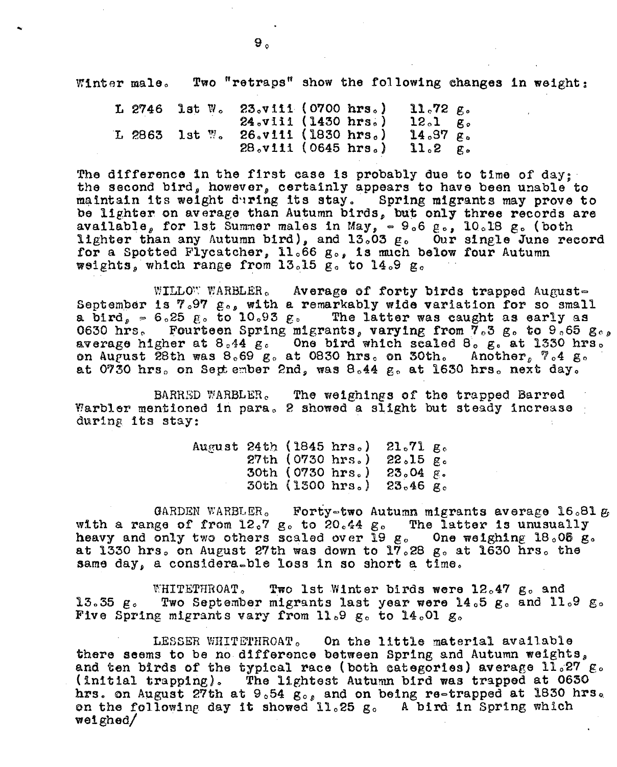Winter male. Two "retraps" show the following changes in weight:

| | | | |
|---|---|---|---|
| L 2746 | 1st W. | 23.viii (0700 hrs.) | 11.72 g. |
| | | 24.viii (1430 hrs.) | 12.1 g. |
| L 2863 | 1st W. | 26.viii (1830 hrs.) | 14.37 g. |
| | | 28.viii (0645 hrs.) | 11.2 g. |

The difference in the first case is probably due to time of day; the second bird, however, certainly appears to have been unable to maintain its weight during its stay. Spring migrants may prove to be lighter on average than Autumn birds, but only three records are available, for 1st Summer males in May, - 9.6 g., 10.18 g. (both lighter than any Autumn bird), and 13.03 g. Our single June record for a Spotted Flycatcher, 11.66 g., is much below four Autumn weights, which range from 13.15 g. to 14.9 g.

WILLOW WARBLER. Average of forty birds trapped August-September is 7.97 g., with a remarkably wide variation for so small a bird, - 6.25 g. to 10.93 g. The latter was caught as early as 0630 hrs. Fourteen Spring migrants, varying from 7.3 g. to 9.65 g., average higher at 8.44 g. One bird which scaled 8. g. at 1330 hrs. on August 28th was 8.69 g. at 0830 hrs. on 30th. Another, 7.4 g. at 0730 hrs. on September 2nd, was 8.44 g. at 1630 hrs. next day.

BARRED WARBLER. The weighings of the trapped Barred Warbler mentioned in para. 2 showed a slight but steady increase during its stay:

| | |
|---|---|
| August 24th (1845 hrs.) | 21.71 g. |
| 27th (0730 hrs.) | 22.15 g. |
| 30th (0730 hrs.) | 23.04 g. |
| 30th (1300 hrs.) | 23.46 g. |

GARDEN WARBLER. Forty-two Autumn migrants average 16.81 g. with a range of from 12.7 g. to 20.44 g. The latter is unusually heavy and only two others scaled over 19 g. One weighing 18.05 g. at 1330 hrs. on August 27th was down to 17.28 g. at 1630 hrs. the same day, a considera-ble loss in so short a time.

WHITETHROAT. Two 1st Winter birds were 12.47 g. and 13.35 g. Two September migrants last year were 14.5 g. and 11.9 g. Five Spring migrants vary from 11.9 g. to 14.01 g.

LESSER WHITETHROAT. On the little material available there seems to be no difference between Spring and Autumn weights, and ten birds of the typical race (both categories) average 11.27 g. (initial trapping). The lightest Autumn bird was trapped at 0630 hrs. on August 27th at 9.54 g., and on being re-trapped at 1830 hrs. on the following day it showed 11.25 g. A bird in Spring which weighed/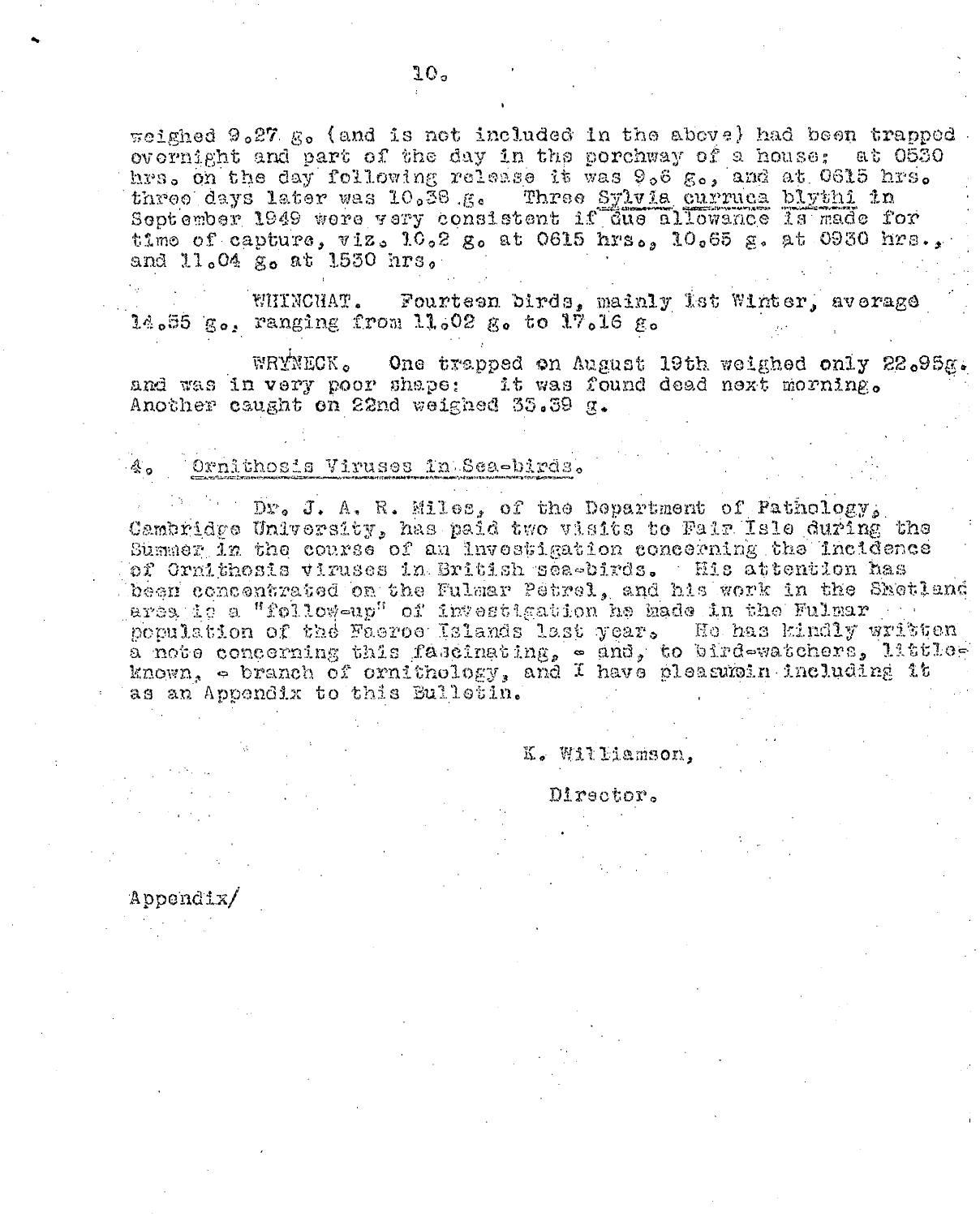weighed 9.27 g. (and is not included in the above) had been trapped overnight and part of the day in the porchway of a house; at 0530 hrs. on the day following release it was 9.6 g., and at 0615 hrs. three days later was 10.38 g. Three *Sylvia curruca blythi* in September 1949 were very consistent if due allowance is made for time of capture, viz. 10.2 g. at 0615 hrs., 10.65 g. at 0930 hrs., and 11.04 g. at 1530 hrs.

WHINCHAT. Fourteen birds, mainly 1st Winter, average 14.55 g., ranging from 11.02 g. to 17.16 g.

WRYNECK. One trapped on August 19th weighed only 22.95g. and was in very poor shape: it was found dead next morning. Another caught on 22nd weighed 33.39 g.

## 4. Ornithosis Viruses in Sea-birds.

Dr. J. A. R. Miles, of the Department of Pathology, Cambridge University, has paid two visits to Fair Isle during the Summer in the course of an investigation concerning the incidence of Ornithosis viruses in British sea-birds. His attention has been concentrated on the Fulmar Petrel, and his work in the Shetland area is a "follow-up" of investigation he made in the Fulmar population of the Faeroe Islands last year. He has kindly written a note concerning this fascinating, - and, to bird-watchers, little-known, - branch of ornithology, and I have pleasurein including it as an Appendix to this Bulletin.

K. Williamson,

Director.

Appendix/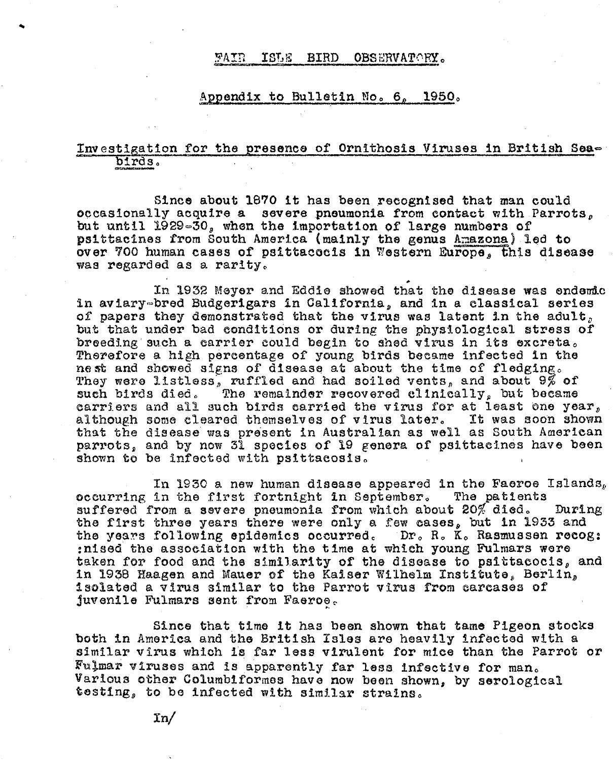# FAIR ISLE BIRD OBSERVATORY.

## Appendix to Bulletin No. 6, 1950.

### Investigation for the presence of Ornithosis Viruses in British Sea-birds.

Since about 1870 it has been recognised that man could occasionally acquire a severe pneumonia from contact with Parrots, but until 1929-30, when the importation of large numbers of psittacines from South America (mainly the genus *Amazona*) led to over 700 human cases of psittacocis in Western Europe, this disease was regarded as a rarity.

In 1932 Meyer and Eddie showed that the disease was endemic in aviary-bred Budgerigars in California, and in a classical series of papers they demonstrated that the virus was latent in the adult, but that under bad conditions or during the physiological stress of breeding such a carrier could begin to shed virus in its excreta. Therefore a high percentage of young birds became infected in the nest and showed signs of disease at about the time of fledging. They were listless, ruffled and had soiled vents, and about 9% of such birds died. The remainder recovered clinically, but became carriers and all such birds carried the virus for at least one year, although some cleared themselves of virus later. It was soon shown that the disease was present in Australian as well as South American parrots, and by now 31 species of 19 genera of psittacines have been shown to be infected with psittacosis.

In 1930 a new human disease appeared in the Faeroe Islands, occurring in the first fortnight in September. The patients suffered from a severe pneumonia from which about 20% died. During the first three years there were only a few cases, but in 1933 and the years following epidemics occurred. Dr. R. K. Rasmussen recognised the association with the time at which young Fulmars were taken for food and the similarity of the disease to psittacocis, and in 1938 Haagen and Mauer of the Kaiser Wilhelm Institute, Berlin, isolated a virus similar to the Parrot virus from carcases of juvenile Fulmars sent from Faeroe.

Since that time it has been shown that tame Pigeon stocks both in America and the British Isles are heavily infected with a similar virus which is far less virulent for mice than the Parrot or Fulmar viruses and is apparently far less infective for man. Various other Columbiformes have now been shown, by serological testing, to be infected with similar strains.

In/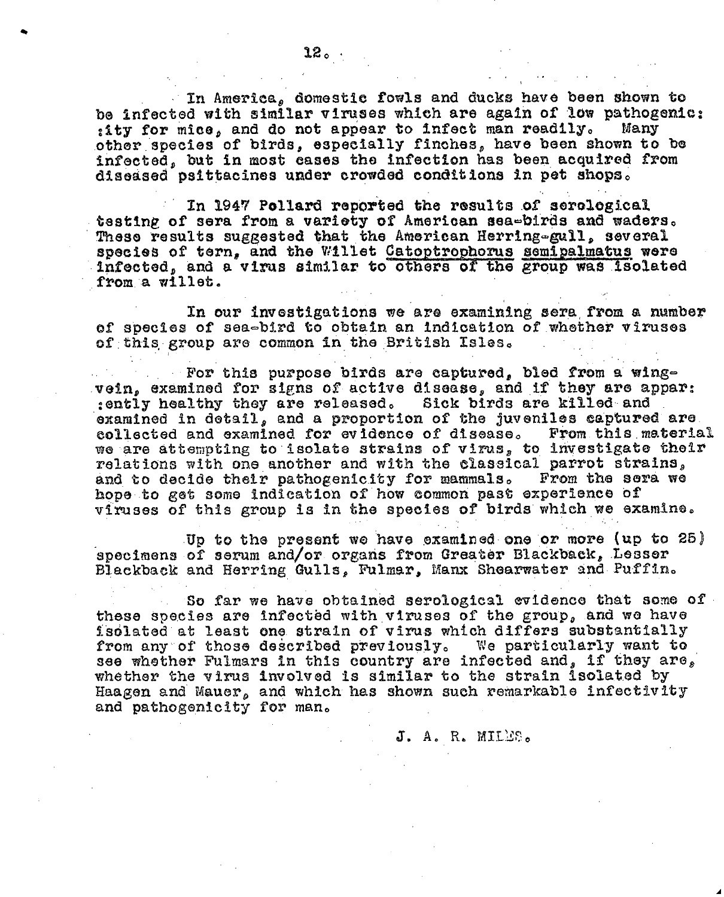In America, domestic fowls and ducks have been shown to be infected with similar viruses which are again of low pathogenicity for mice, and do not appear to infect man readily. Many other species of birds, especially finches, have been shown to be infected, but in most cases the infection has been acquired from diseased psittacines under crowded conditions in pet shops.

In 1947 Pollard reported the results of serological testing of sera from a variety of American sea-birds and waders. These results suggested that the American Herring-gull, several species of tern, and the Willet Catoptrophorus semipalmatus were infected, and a virus similar to others of the group was isolated from a willet.

In our investigations we are examining sera from a number of species of sea-bird to obtain an indication of whether viruses of this group are common in the British Isles.

For this purpose birds are captured, bled from a wing-vein, examined for signs of active disease, and if they are apparently healthy they are released. Sick birds are killed and examined in detail, and a proportion of the juveniles captured are collected and examined for evidence of disease. From this material we are attempting to isolate strains of virus, to investigate their relations with one another and with the classical parrot strains, and to decide their pathogenicity for mammals. From the sera we hope to get some indication of how common past experience of viruses of this group is in the species of birds which we examine.

Up to the present we have examined one or more (up to 25) specimens of serum and/or organs from Greater Blackback, Lesser Blackback and Herring Gulls, Fulmar, Manx Shearwater and Puffin.

So far we have obtained serological evidence that some of these species are infected with viruses of the group, and we have isolated at least one strain of virus which differs substantially from any of those described previously. We particularly want to see whether Fulmars in this country are infected and, if they are, whether the virus involved is similar to the strain isolated by Haagen and Mauer, and which has shown such remarkable infectivity and pathogenicity for man.

J. A. R. MILES.